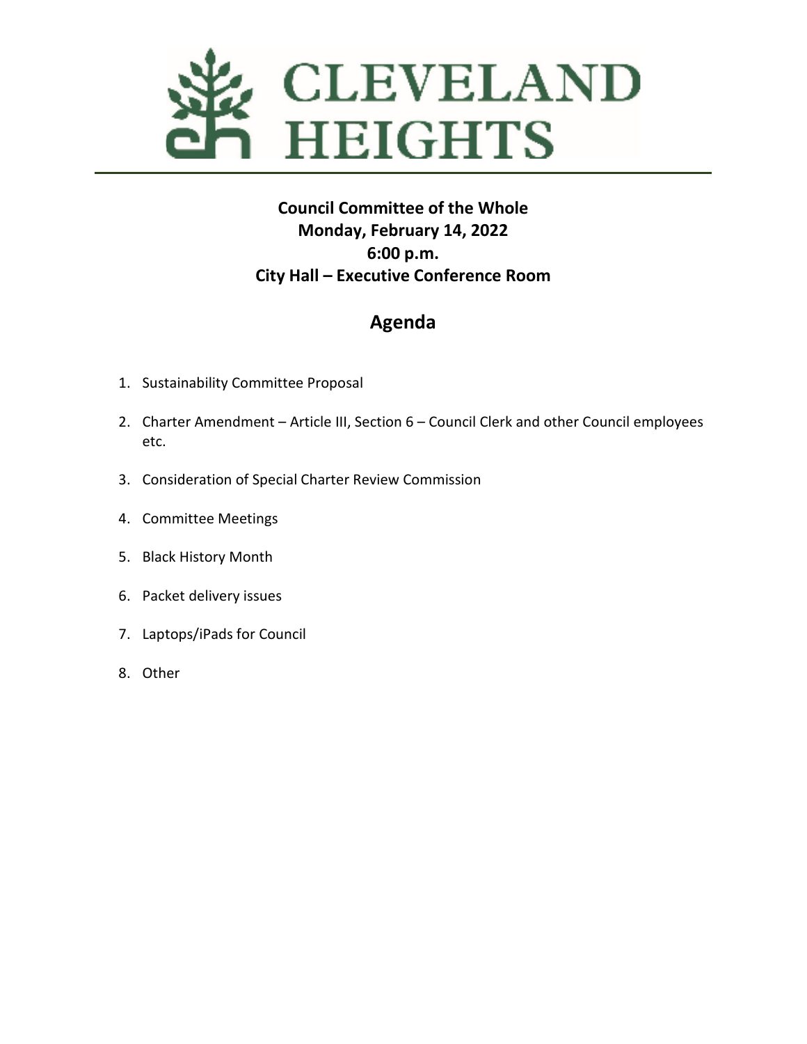# CLEVELAND HEIGHTS

**Council Committee of the Whole**
**Monday, February 14, 2022**
**6:00 p.m.**
**City Hall – Executive Conference Room**

## Agenda

1. Sustainability Committee Proposal
2. Charter Amendment – Article III, Section 6 – Council Clerk and other Council employees etc.
3. Consideration of Special Charter Review Commission
4. Committee Meetings
5. Black History Month
6. Packet delivery issues
7. Laptops/iPads for Council
8. Other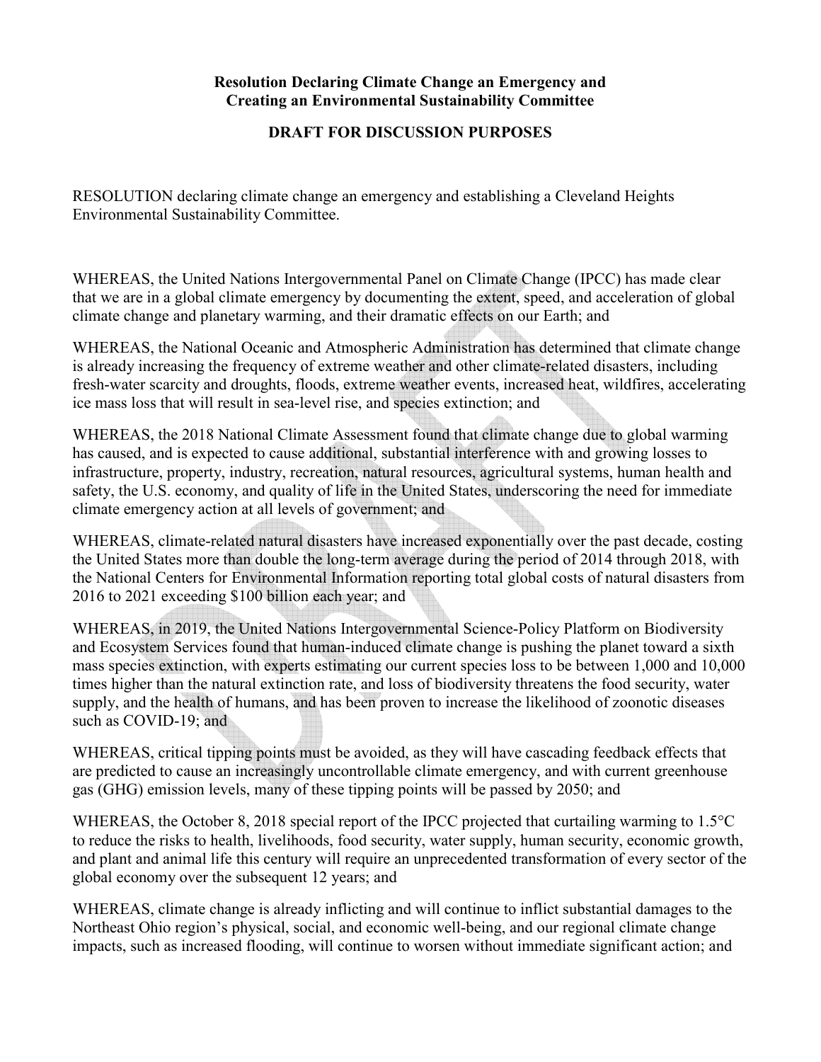**Resolution Declaring Climate Change an Emergency and Creating an Environmental Sustainability Committee**

**DRAFT FOR DISCUSSION PURPOSES**

RESOLUTION declaring climate change an emergency and establishing a Cleveland Heights Environmental Sustainability Committee.

WHEREAS, the United Nations Intergovernmental Panel on Climate Change (IPCC) has made clear that we are in a global climate emergency by documenting the extent, speed, and acceleration of global climate change and planetary warming, and their dramatic effects on our Earth; and

WHEREAS, the National Oceanic and Atmospheric Administration has determined that climate change is already increasing the frequency of extreme weather and other climate-related disasters, including fresh-water scarcity and droughts, floods, extreme weather events, increased heat, wildfires, accelerating ice mass loss that will result in sea-level rise, and species extinction; and

WHEREAS, the 2018 National Climate Assessment found that climate change due to global warming has caused, and is expected to cause additional, substantial interference with and growing losses to infrastructure, property, industry, recreation, natural resources, agricultural systems, human health and safety, the U.S. economy, and quality of life in the United States, underscoring the need for immediate climate emergency action at all levels of government; and

WHEREAS, climate-related natural disasters have increased exponentially over the past decade, costing the United States more than double the long-term average during the period of 2014 through 2018, with the National Centers for Environmental Information reporting total global costs of natural disasters from 2016 to 2021 exceeding $100 billion each year; and

WHEREAS, in 2019, the United Nations Intergovernmental Science-Policy Platform on Biodiversity and Ecosystem Services found that human-induced climate change is pushing the planet toward a sixth mass species extinction, with experts estimating our current species loss to be between 1,000 and 10,000 times higher than the natural extinction rate, and loss of biodiversity threatens the food security, water supply, and the health of humans, and has been proven to increase the likelihood of zoonotic diseases such as COVID-19; and

WHEREAS, critical tipping points must be avoided, as they will have cascading feedback effects that are predicted to cause an increasingly uncontrollable climate emergency, and with current greenhouse gas (GHG) emission levels, many of these tipping points will be passed by 2050; and

WHEREAS, the October 8, 2018 special report of the IPCC projected that curtailing warming to 1.5°C to reduce the risks to health, livelihoods, food security, water supply, human security, economic growth, and plant and animal life this century will require an unprecedented transformation of every sector of the global economy over the subsequent 12 years; and

WHEREAS, climate change is already inflicting and will continue to inflict substantial damages to the Northeast Ohio region's physical, social, and economic well-being, and our regional climate change impacts, such as increased flooding, will continue to worsen without immediate significant action; and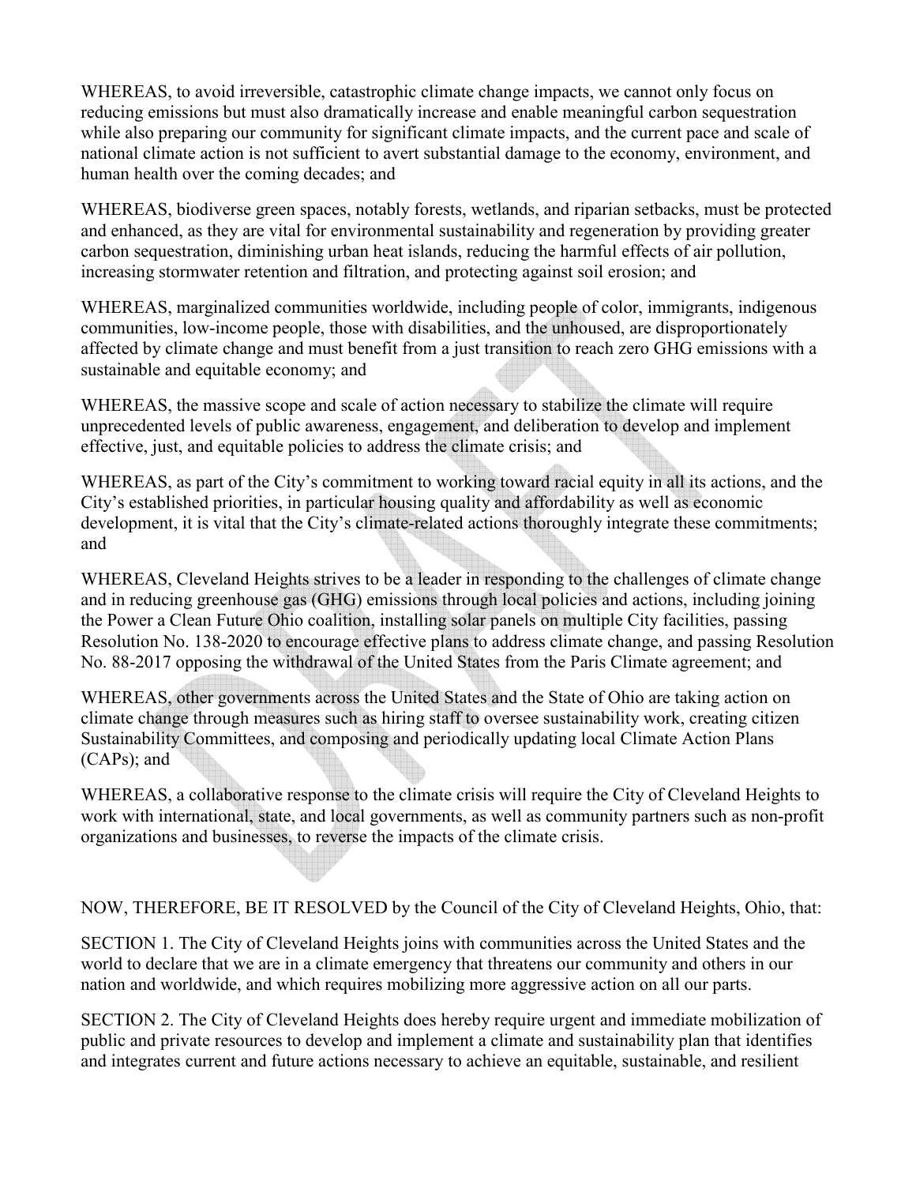WHEREAS, to avoid irreversible, catastrophic climate change impacts, we cannot only focus on reducing emissions but must also dramatically increase and enable meaningful carbon sequestration while also preparing our community for significant climate impacts, and the current pace and scale of national climate action is not sufficient to avert substantial damage to the economy, environment, and human health over the coming decades; and

WHEREAS, biodiverse green spaces, notably forests, wetlands, and riparian setbacks, must be protected and enhanced, as they are vital for environmental sustainability and regeneration by providing greater carbon sequestration, diminishing urban heat islands, reducing the harmful effects of air pollution, increasing stormwater retention and filtration, and protecting against soil erosion; and

WHEREAS, marginalized communities worldwide, including people of color, immigrants, indigenous communities, low-income people, those with disabilities, and the unhoused, are disproportionately affected by climate change and must benefit from a just transition to reach zero GHG emissions with a sustainable and equitable economy; and

WHEREAS, the massive scope and scale of action necessary to stabilize the climate will require unprecedented levels of public awareness, engagement, and deliberation to develop and implement effective, just, and equitable policies to address the climate crisis; and

WHEREAS, as part of the City's commitment to working toward racial equity in all its actions, and the City's established priorities, in particular housing quality and affordability as well as economic development, it is vital that the City's climate-related actions thoroughly integrate these commitments; and

WHEREAS, Cleveland Heights strives to be a leader in responding to the challenges of climate change and in reducing greenhouse gas (GHG) emissions through local policies and actions, including joining the Power a Clean Future Ohio coalition, installing solar panels on multiple City facilities, passing Resolution No. 138-2020 to encourage effective plans to address climate change, and passing Resolution No. 88-2017 opposing the withdrawal of the United States from the Paris Climate agreement; and

WHEREAS, other governments across the United States and the State of Ohio are taking action on climate change through measures such as hiring staff to oversee sustainability work, creating citizen Sustainability Committees, and composing and periodically updating local Climate Action Plans (CAPs); and

WHEREAS, a collaborative response to the climate crisis will require the City of Cleveland Heights to work with international, state, and local governments, as well as community partners such as non-profit organizations and businesses, to reverse the impacts of the climate crisis.

NOW, THEREFORE, BE IT RESOLVED by the Council of the City of Cleveland Heights, Ohio, that:

SECTION 1. The City of Cleveland Heights joins with communities across the United States and the world to declare that we are in a climate emergency that threatens our community and others in our nation and worldwide, and which requires mobilizing more aggressive action on all our parts.

SECTION 2. The City of Cleveland Heights does hereby require urgent and immediate mobilization of public and private resources to develop and implement a climate and sustainability plan that identifies and integrates current and future actions necessary to achieve an equitable, sustainable, and resilient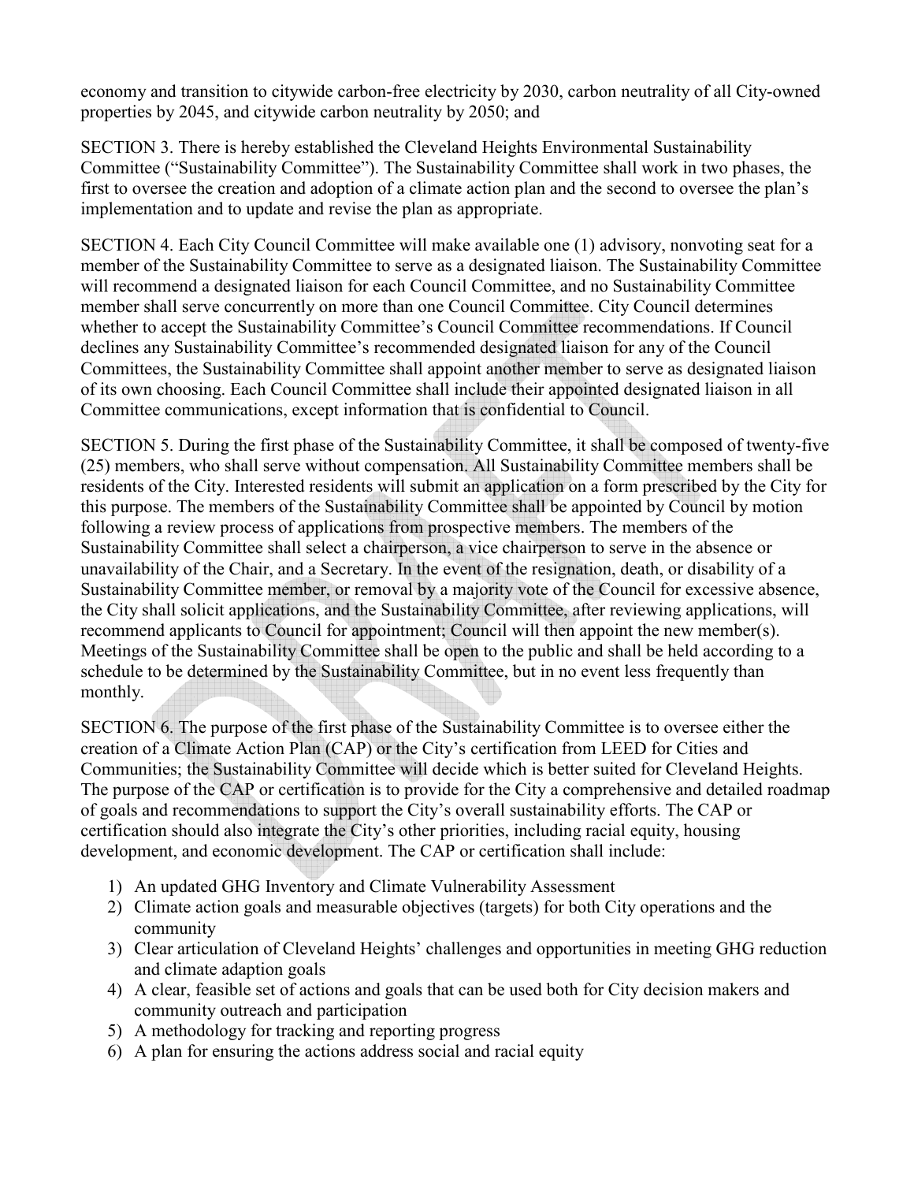economy and transition to citywide carbon-free electricity by 2030, carbon neutrality of all City-owned properties by 2045, and citywide carbon neutrality by 2050; and

SECTION 3. There is hereby established the Cleveland Heights Environmental Sustainability Committee ("Sustainability Committee"). The Sustainability Committee shall work in two phases, the first to oversee the creation and adoption of a climate action plan and the second to oversee the plan's implementation and to update and revise the plan as appropriate.

SECTION 4. Each City Council Committee will make available one (1) advisory, nonvoting seat for a member of the Sustainability Committee to serve as a designated liaison. The Sustainability Committee will recommend a designated liaison for each Council Committee, and no Sustainability Committee member shall serve concurrently on more than one Council Committee. City Council determines whether to accept the Sustainability Committee's Council Committee recommendations. If Council declines any Sustainability Committee's recommended designated liaison for any of the Council Committees, the Sustainability Committee shall appoint another member to serve as designated liaison of its own choosing. Each Council Committee shall include their appointed designated liaison in all Committee communications, except information that is confidential to Council.

SECTION 5. During the first phase of the Sustainability Committee, it shall be composed of twenty-five (25) members, who shall serve without compensation. All Sustainability Committee members shall be residents of the City. Interested residents will submit an application on a form prescribed by the City for this purpose. The members of the Sustainability Committee shall be appointed by Council by motion following a review process of applications from prospective members. The members of the Sustainability Committee shall select a chairperson, a vice chairperson to serve in the absence or unavailability of the Chair, and a Secretary. In the event of the resignation, death, or disability of a Sustainability Committee member, or removal by a majority vote of the Council for excessive absence, the City shall solicit applications, and the Sustainability Committee, after reviewing applications, will recommend applicants to Council for appointment; Council will then appoint the new member(s). Meetings of the Sustainability Committee shall be open to the public and shall be held according to a schedule to be determined by the Sustainability Committee, but in no event less frequently than monthly.

SECTION 6. The purpose of the first phase of the Sustainability Committee is to oversee either the creation of a Climate Action Plan (CAP) or the City's certification from LEED for Cities and Communities; the Sustainability Committee will decide which is better suited for Cleveland Heights. The purpose of the CAP or certification is to provide for the City a comprehensive and detailed roadmap of goals and recommendations to support the City's overall sustainability efforts. The CAP or certification should also integrate the City's other priorities, including racial equity, housing development, and economic development. The CAP or certification shall include:

1) An updated GHG Inventory and Climate Vulnerability Assessment
2) Climate action goals and measurable objectives (targets) for both City operations and the community
3) Clear articulation of Cleveland Heights' challenges and opportunities in meeting GHG reduction and climate adaption goals
4) A clear, feasible set of actions and goals that can be used both for City decision makers and community outreach and participation
5) A methodology for tracking and reporting progress
6) A plan for ensuring the actions address social and racial equity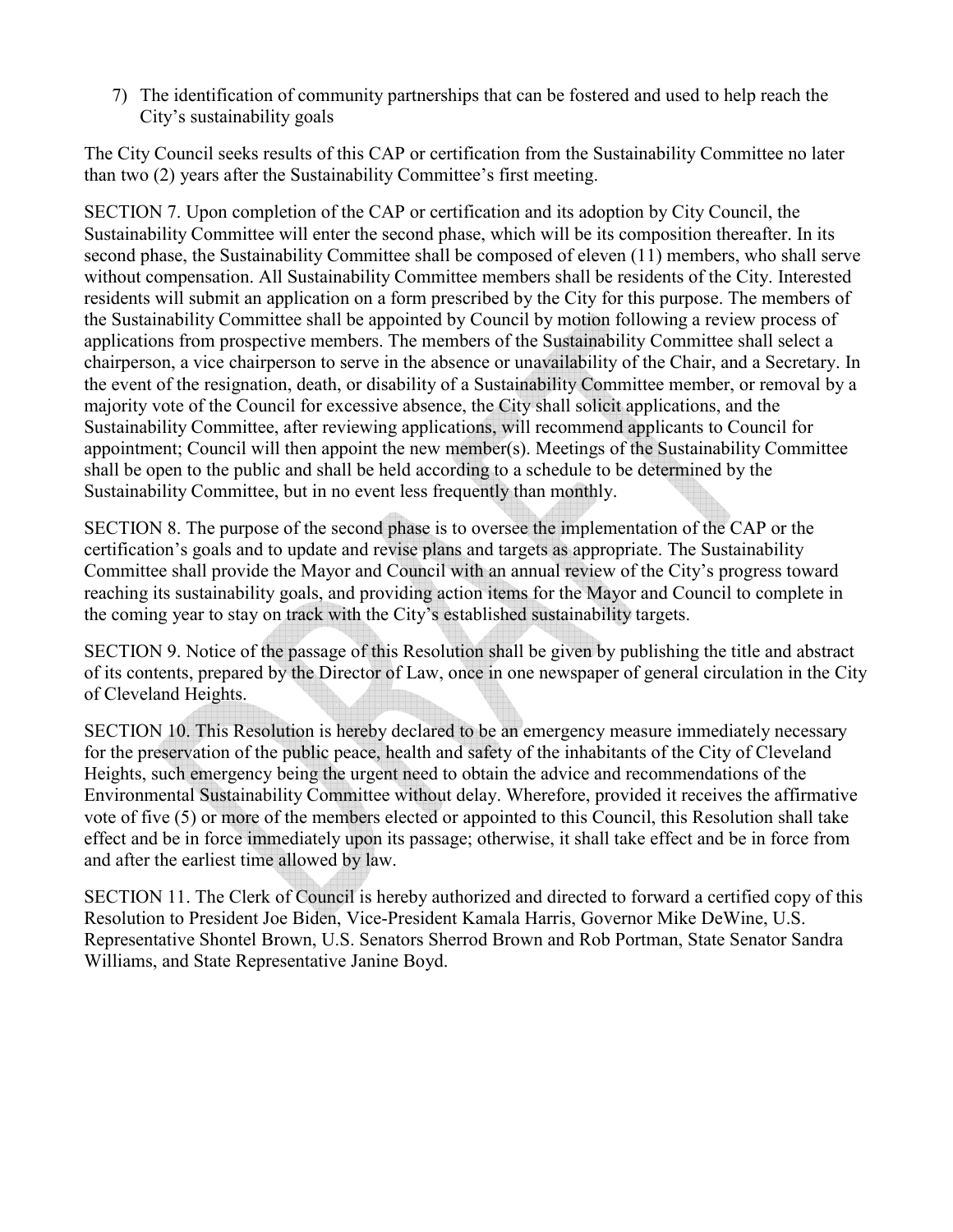7) The identification of community partnerships that can be fostered and used to help reach the City's sustainability goals

The City Council seeks results of this CAP or certification from the Sustainability Committee no later than two (2) years after the Sustainability Committee's first meeting.

SECTION 7. Upon completion of the CAP or certification and its adoption by City Council, the Sustainability Committee will enter the second phase, which will be its composition thereafter. In its second phase, the Sustainability Committee shall be composed of eleven (11) members, who shall serve without compensation. All Sustainability Committee members shall be residents of the City. Interested residents will submit an application on a form prescribed by the City for this purpose. The members of the Sustainability Committee shall be appointed by Council by motion following a review process of applications from prospective members. The members of the Sustainability Committee shall select a chairperson, a vice chairperson to serve in the absence or unavailability of the Chair, and a Secretary. In the event of the resignation, death, or disability of a Sustainability Committee member, or removal by a majority vote of the Council for excessive absence, the City shall solicit applications, and the Sustainability Committee, after reviewing applications, will recommend applicants to Council for appointment; Council will then appoint the new member(s). Meetings of the Sustainability Committee shall be open to the public and shall be held according to a schedule to be determined by the Sustainability Committee, but in no event less frequently than monthly.

SECTION 8. The purpose of the second phase is to oversee the implementation of the CAP or the certification's goals and to update and revise plans and targets as appropriate. The Sustainability Committee shall provide the Mayor and Council with an annual review of the City's progress toward reaching its sustainability goals, and providing action items for the Mayor and Council to complete in the coming year to stay on track with the City's established sustainability targets.

SECTION 9. Notice of the passage of this Resolution shall be given by publishing the title and abstract of its contents, prepared by the Director of Law, once in one newspaper of general circulation in the City of Cleveland Heights.

SECTION 10. This Resolution is hereby declared to be an emergency measure immediately necessary for the preservation of the public peace, health and safety of the inhabitants of the City of Cleveland Heights, such emergency being the urgent need to obtain the advice and recommendations of the Environmental Sustainability Committee without delay. Wherefore, provided it receives the affirmative vote of five (5) or more of the members elected or appointed to this Council, this Resolution shall take effect and be in force immediately upon its passage; otherwise, it shall take effect and be in force from and after the earliest time allowed by law.

SECTION 11. The Clerk of Council is hereby authorized and directed to forward a certified copy of this Resolution to President Joe Biden, Vice-President Kamala Harris, Governor Mike DeWine, U.S. Representative Shontel Brown, U.S. Senators Sherrod Brown and Rob Portman, State Senator Sandra Williams, and State Representative Janine Boyd.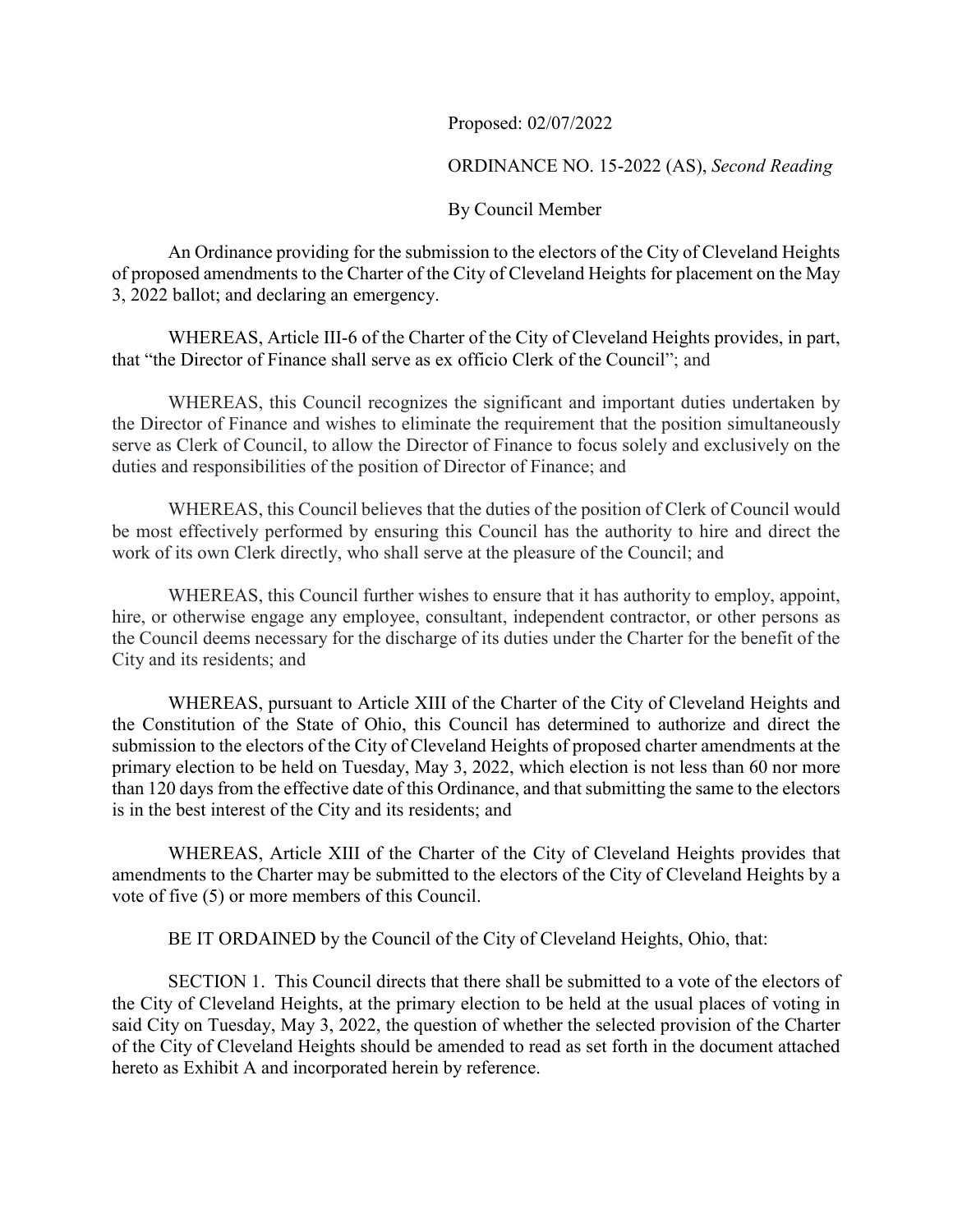Proposed: 02/07/2022

ORDINANCE NO. 15-2022 (AS), *Second Reading*

By Council Member

An Ordinance providing for the submission to the electors of the City of Cleveland Heights of proposed amendments to the Charter of the City of Cleveland Heights for placement on the May 3, 2022 ballot; and declaring an emergency.

WHEREAS, Article III-6 of the Charter of the City of Cleveland Heights provides, in part, that "the Director of Finance shall serve as ex officio Clerk of the Council"; and

WHEREAS, this Council recognizes the significant and important duties undertaken by the Director of Finance and wishes to eliminate the requirement that the position simultaneously serve as Clerk of Council, to allow the Director of Finance to focus solely and exclusively on the duties and responsibilities of the position of Director of Finance; and

WHEREAS, this Council believes that the duties of the position of Clerk of Council would be most effectively performed by ensuring this Council has the authority to hire and direct the work of its own Clerk directly, who shall serve at the pleasure of the Council; and

WHEREAS, this Council further wishes to ensure that it has authority to employ, appoint, hire, or otherwise engage any employee, consultant, independent contractor, or other persons as the Council deems necessary for the discharge of its duties under the Charter for the benefit of the City and its residents; and

WHEREAS, pursuant to Article XIII of the Charter of the City of Cleveland Heights and the Constitution of the State of Ohio, this Council has determined to authorize and direct the submission to the electors of the City of Cleveland Heights of proposed charter amendments at the primary election to be held on Tuesday, May 3, 2022, which election is not less than 60 nor more than 120 days from the effective date of this Ordinance, and that submitting the same to the electors is in the best interest of the City and its residents; and

WHEREAS, Article XIII of the Charter of the City of Cleveland Heights provides that amendments to the Charter may be submitted to the electors of the City of Cleveland Heights by a vote of five (5) or more members of this Council.

BE IT ORDAINED by the Council of the City of Cleveland Heights, Ohio, that:

SECTION 1. This Council directs that there shall be submitted to a vote of the electors of the City of Cleveland Heights, at the primary election to be held at the usual places of voting in said City on Tuesday, May 3, 2022, the question of whether the selected provision of the Charter of the City of Cleveland Heights should be amended to read as set forth in the document attached hereto as Exhibit A and incorporated herein by reference.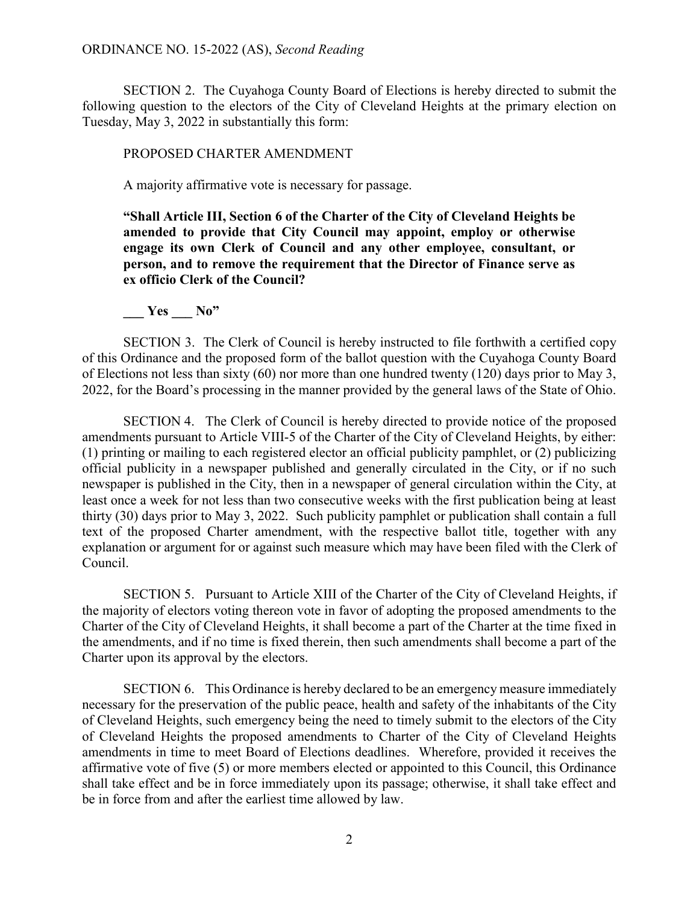SECTION 2. The Cuyahoga County Board of Elections is hereby directed to submit the following question to the electors of the City of Cleveland Heights at the primary election on Tuesday, May 3, 2022 in substantially this form:

PROPOSED CHARTER AMENDMENT

A majority affirmative vote is necessary for passage.

**"Shall Article III, Section 6 of the Charter of the City of Cleveland Heights be amended to provide that City Council may appoint, employ or otherwise engage its own Clerk of Council and any other employee, consultant, or person, and to remove the requirement that the Director of Finance serve as ex officio Clerk of the Council?**

**___ Yes ___ No"**

SECTION 3. The Clerk of Council is hereby instructed to file forthwith a certified copy of this Ordinance and the proposed form of the ballot question with the Cuyahoga County Board of Elections not less than sixty (60) nor more than one hundred twenty (120) days prior to May 3, 2022, for the Board's processing in the manner provided by the general laws of the State of Ohio.

SECTION 4. The Clerk of Council is hereby directed to provide notice of the proposed amendments pursuant to Article VIII-5 of the Charter of the City of Cleveland Heights, by either: (1) printing or mailing to each registered elector an official publicity pamphlet, or (2) publicizing official publicity in a newspaper published and generally circulated in the City, or if no such newspaper is published in the City, then in a newspaper of general circulation within the City, at least once a week for not less than two consecutive weeks with the first publication being at least thirty (30) days prior to May 3, 2022. Such publicity pamphlet or publication shall contain a full text of the proposed Charter amendment, with the respective ballot title, together with any explanation or argument for or against such measure which may have been filed with the Clerk of Council.

SECTION 5. Pursuant to Article XIII of the Charter of the City of Cleveland Heights, if the majority of electors voting thereon vote in favor of adopting the proposed amendments to the Charter of the City of Cleveland Heights, it shall become a part of the Charter at the time fixed in the amendments, and if no time is fixed therein, then such amendments shall become a part of the Charter upon its approval by the electors.

SECTION 6. This Ordinance is hereby declared to be an emergency measure immediately necessary for the preservation of the public peace, health and safety of the inhabitants of the City of Cleveland Heights, such emergency being the need to timely submit to the electors of the City of Cleveland Heights the proposed amendments to Charter of the City of Cleveland Heights amendments in time to meet Board of Elections deadlines. Wherefore, provided it receives the affirmative vote of five (5) or more members elected or appointed to this Council, this Ordinance shall take effect and be in force immediately upon its passage; otherwise, it shall take effect and be in force from and after the earliest time allowed by law.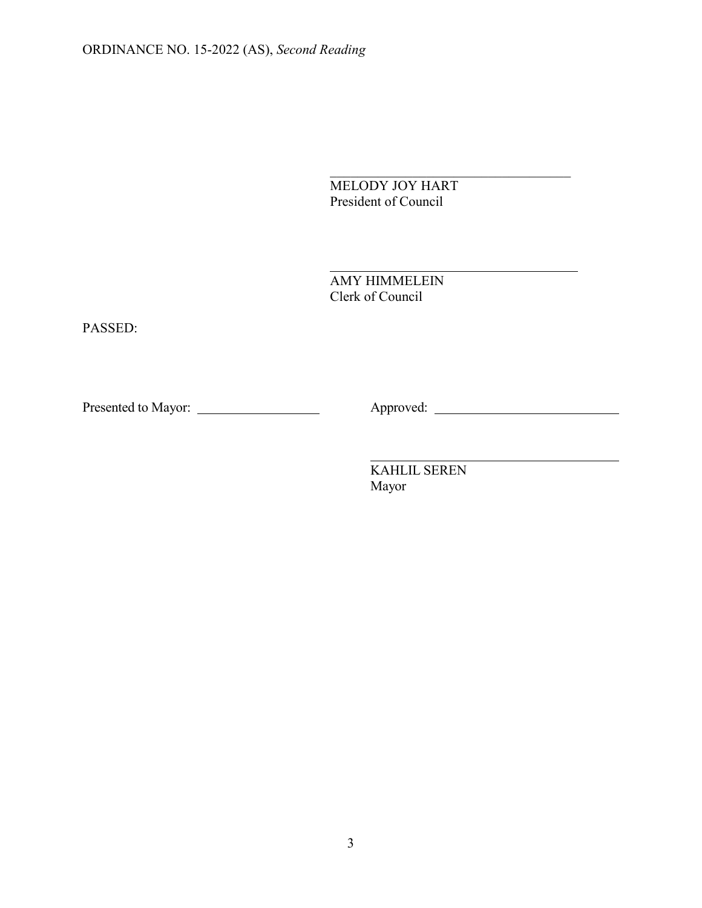\_\_\_\_\_\_\_\_\_\_\_\_\_\_\_\_\_\_\_\_\_\_\_\_\_\_\_\_\_\_\_\_\_\_
MELODY JOY HART
President of Council

\_\_\_\_\_\_\_\_\_\_\_\_\_\_\_\_\_\_\_\_\_\_\_\_\_\_\_\_\_\_\_\_\_\_
AMY HIMMELEIN
Clerk of Council

PASSED:

Presented to Mayor: \_\_\_\_\_\_\_\_\_\_\_\_\_\_\_\_\_\_ Approved: \_\_\_\_\_\_\_\_\_\_\_\_\_\_\_\_\_\_\_\_\_\_\_\_\_\_

\_\_\_\_\_\_\_\_\_\_\_\_\_\_\_\_\_\_\_\_\_\_\_\_\_\_\_\_\_\_\_\_\_\_
KAHLIL SEREN
Mayor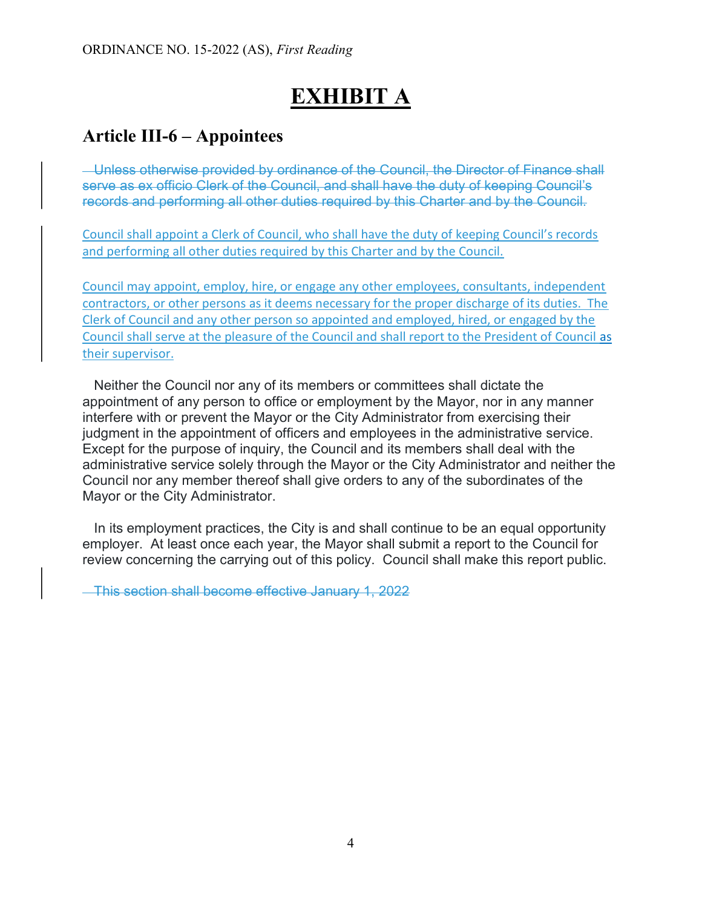ORDINANCE NO. 15-2022 (AS), *First Reading*

# EXHIBIT A

## Article III-6 – Appointees

~~Unless otherwise provided by ordinance of the Council, the Director of Finance shall serve as ex officio Clerk of the Council, and shall have the duty of keeping Council's records and performing all other duties required by this Charter and by the Council.~~

<u>Council shall appoint a Clerk of Council, who shall have the duty of keeping Council's records and performing all other duties required by this Charter and by the Council.</u>

<u>Council may appoint, employ, hire, or engage any other employees, consultants, independent contractors, or other persons as it deems necessary for the proper discharge of its duties. The Clerk of Council and any other person so appointed and employed, hired, or engaged by the Council shall serve at the pleasure of the Council and shall report to the President of Council as their supervisor.</u>

Neither the Council nor any of its members or committees shall dictate the appointment of any person to office or employment by the Mayor, nor in any manner interfere with or prevent the Mayor or the City Administrator from exercising their judgment in the appointment of officers and employees in the administrative service. Except for the purpose of inquiry, the Council and its members shall deal with the administrative service solely through the Mayor or the City Administrator and neither the Council nor any member thereof shall give orders to any of the subordinates of the Mayor or the City Administrator.

In its employment practices, the City is and shall continue to be an equal opportunity employer. At least once each year, the Mayor shall submit a report to the Council for review concerning the carrying out of this policy. Council shall make this report public.

~~This section shall become effective January 1, 2022~~